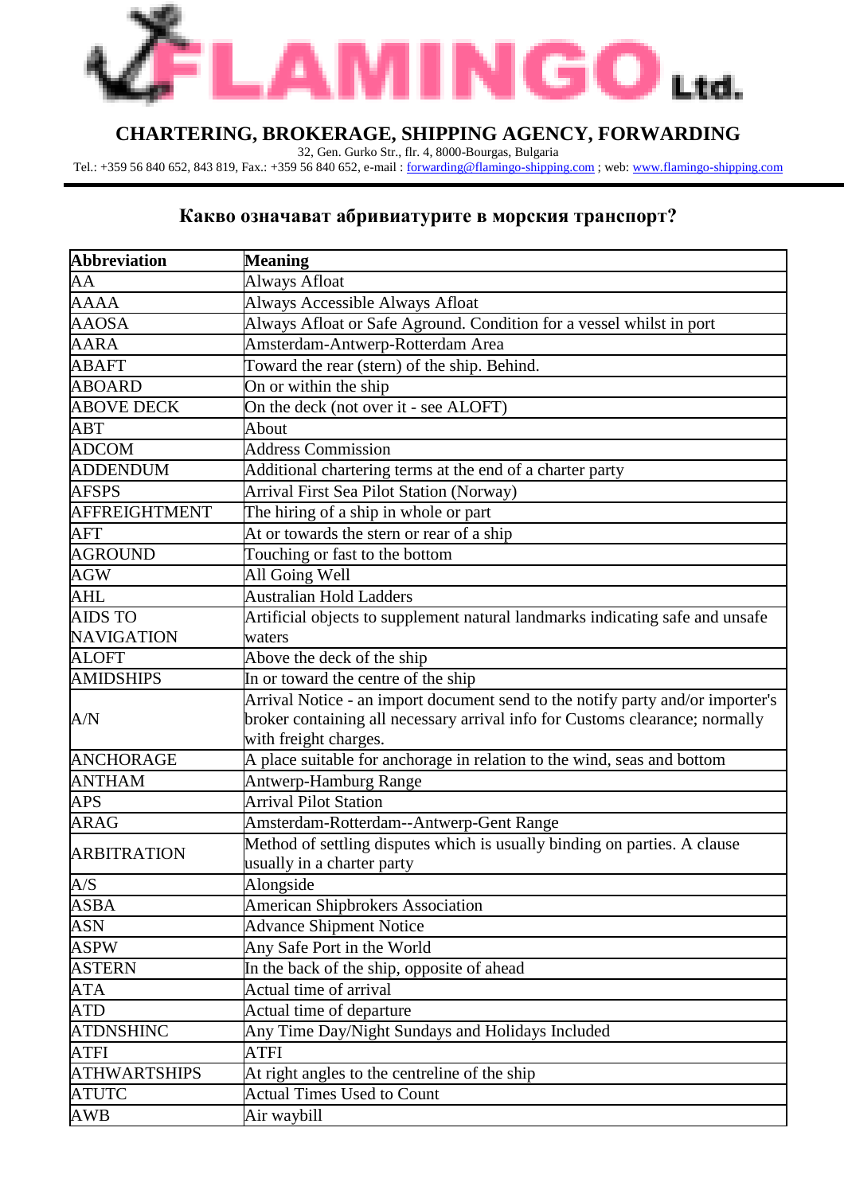# FLAMINGO Ltd.

## CHARTERING, BROKERAGE, SHIPPING AGENCY, FORWARDING

32, Gen. Gurko Str., flr. 4, 8000-Bourgas, Bulgaria
Tel.: +359 56 840 652, 843 819, Fax.: +359 56 840 652, e-mail : forwarding@flamingo-shipping.com ; web: www.flamingo-shipping.com

## Какво означават абривиатурите в морския транспорт?

| Abbreviation | Meaning |
|---|---|
| AA | Always Afloat |
| AAAA | Always Accessible Always Afloat |
| AAOSA | Always Afloat or Safe Aground. Condition for a vessel whilst in port |
| AARA | Amsterdam-Antwerp-Rotterdam Area |
| ABAFT | Toward the rear (stern) of the ship. Behind. |
| ABOARD | On or within the ship |
| ABOVE DECK | On the deck (not over it - see ALOFT) |
| ABT | About |
| ADCOM | Address Commission |
| ADDENDUM | Additional chartering terms at the end of a charter party |
| AFSPS | Arrival First Sea Pilot Station (Norway) |
| AFFREIGHTMENT | The hiring of a ship in whole or part |
| AFT | At or towards the stern or rear of a ship |
| AGROUND | Touching or fast to the bottom |
| AGW | All Going Well |
| AHL | Australian Hold Ladders |
| AIDS TO NAVIGATION | Artificial objects to supplement natural landmarks indicating safe and unsafe waters |
| ALOFT | Above the deck of the ship |
| AMIDSHIPS | In or toward the centre of the ship |
| A/N | Arrival Notice - an import document send to the notify party and/or importer's broker containing all necessary arrival info for Customs clearance; normally with freight charges. |
| ANCHORAGE | A place suitable for anchorage in relation to the wind, seas and bottom |
| ANTHAM | Antwerp-Hamburg Range |
| APS | Arrival Pilot Station |
| ARAG | Amsterdam-Rotterdam--Antwerp-Gent Range |
| ARBITRATION | Method of settling disputes which is usually binding on parties. A clause usually in a charter party |
| A/S | Alongside |
| ASBA | American Shipbrokers Association |
| ASN | Advance Shipment Notice |
| ASPW | Any Safe Port in the World |
| ASTERN | In the back of the ship, opposite of ahead |
| ATA | Actual time of arrival |
| ATD | Actual time of departure |
| ATDNSHINC | Any Time Day/Night Sundays and Holidays Included |
| ATFI | ATFI |
| ATHWARTSHIPS | At right angles to the centreline of the ship |
| ATUTC | Actual Times Used to Count |
| AWB | Air waybill |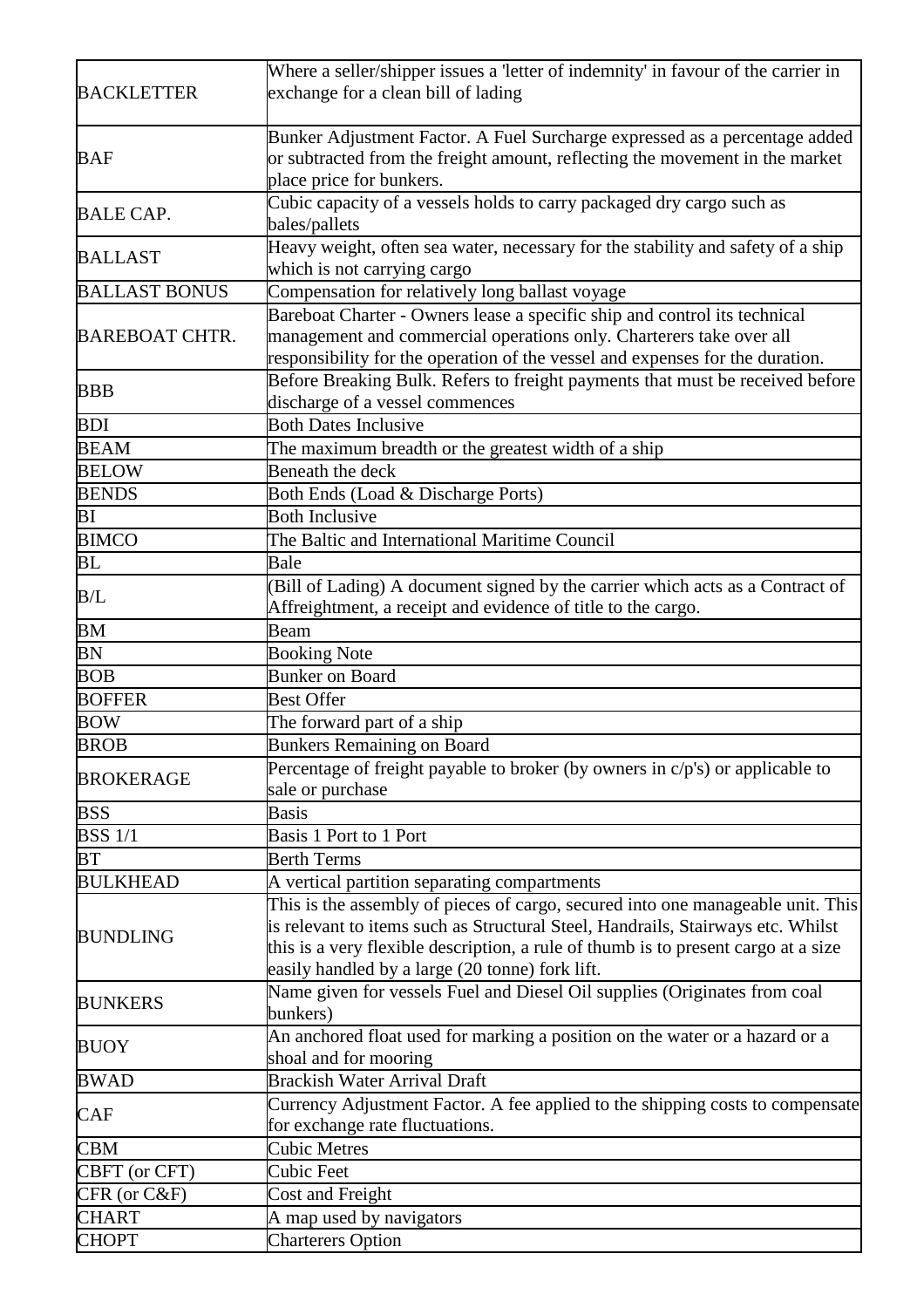| | |
|---|---|
| BACKLETTER | Where a seller/shipper issues a 'letter of indemnity' in favour of the carrier in exchange for a clean bill of lading |
| BAF | Bunker Adjustment Factor. A Fuel Surcharge expressed as a percentage added or subtracted from the freight amount, reflecting the movement in the market place price for bunkers. |
| BALE CAP. | Cubic capacity of a vessels holds to carry packaged dry cargo such as bales/pallets |
| BALLAST | Heavy weight, often sea water, necessary for the stability and safety of a ship which is not carrying cargo |
| BALLAST BONUS | Compensation for relatively long ballast voyage |
| BAREBOAT CHTR. | Bareboat Charter - Owners lease a specific ship and control its technical management and commercial operations only. Charterers take over all responsibility for the operation of the vessel and expenses for the duration. |
| BBB | Before Breaking Bulk. Refers to freight payments that must be received before discharge of a vessel commences |
| BDI | Both Dates Inclusive |
| BEAM | The maximum breadth or the greatest width of a ship |
| BELOW | Beneath the deck |
| BENDS | Both Ends (Load & Discharge Ports) |
| BI | Both Inclusive |
| BIMCO | The Baltic and International Maritime Council |
| BL | Bale |
| B/L | (Bill of Lading) A document signed by the carrier which acts as a Contract of Affreightment, a receipt and evidence of title to the cargo. |
| BM | Beam |
| BN | Booking Note |
| BOB | Bunker on Board |
| BOFFER | Best Offer |
| BOW | The forward part of a ship |
| BROB | Bunkers Remaining on Board |
| BROKERAGE | Percentage of freight payable to broker (by owners in c/p's) or applicable to sale or purchase |
| BSS | Basis |
| BSS 1/1 | Basis 1 Port to 1 Port |
| BT | Berth Terms |
| BULKHEAD | A vertical partition separating compartments |
| BUNDLING | This is the assembly of pieces of cargo, secured into one manageable unit. This is relevant to items such as Structural Steel, Handrails, Stairways etc. Whilst this is a very flexible description, a rule of thumb is to present cargo at a size easily handled by a large (20 tonne) fork lift. |
| BUNKERS | Name given for vessels Fuel and Diesel Oil supplies (Originates from coal bunkers) |
| BUOY | An anchored float used for marking a position on the water or a hazard or a shoal and for mooring |
| BWAD | Brackish Water Arrival Draft |
| CAF | Currency Adjustment Factor. A fee applied to the shipping costs to compensate for exchange rate fluctuations. |
| CBM | Cubic Metres |
| CBFT (or CFT) | Cubic Feet |
| CFR (or C&F) | Cost and Freight |
| CHART | A map used by navigators |
| CHOPT | Charterers Option |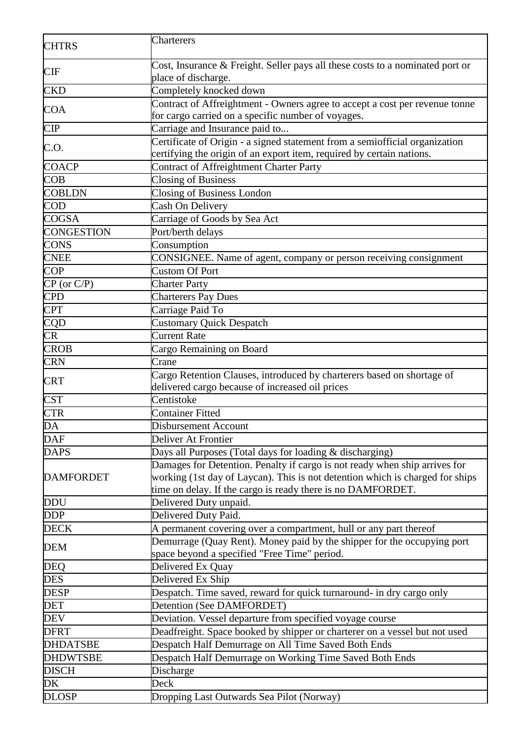| CHTRS | Charterers |
|---|---|
| CIF | Cost, Insurance & Freight. Seller pays all these costs to a nominated port or place of discharge. |
| CKD | Completely knocked down |
| COA | Contract of Affreightment - Owners agree to accept a cost per revenue tonne for cargo carried on a specific number of voyages. |
| CIP | Carriage and Insurance paid to... |
| C.O. | Certificate of Origin - a signed statement from a semiofficial organization certifying the origin of an export item, required by certain nations. |
| COACP | Contract of Affreightment Charter Party |
| COB | Closing of Business |
| COBLDN | Closing of Business London |
| COD | Cash On Delivery |
| COGSA | Carriage of Goods by Sea Act |
| CONGESTION | Port/berth delays |
| CONS | Consumption |
| CNEE | CONSIGNEE. Name of agent, company or person receiving consignment |
| COP | Custom Of Port |
| CP (or C/P) | Charter Party |
| CPD | Charterers Pay Dues |
| CPT | Carriage Paid To |
| CQD | Customary Quick Despatch |
| CR | Current Rate |
| CROB | Cargo Remaining on Board |
| CRN | Crane |
| CRT | Cargo Retention Clauses, introduced by charterers based on shortage of delivered cargo because of increased oil prices |
| CST | Centistoke |
| CTR | Container Fitted |
| DA | Disbursement Account |
| DAF | Deliver At Frontier |
| DAPS | Days all Purposes (Total days for loading & discharging) |
| DAMFORDET | Damages for Detention. Penalty if cargo is not ready when ship arrives for working (1st day of Laycan). This is not detention which is charged for ships time on delay. If the cargo is ready there is no DAMFORDET. |
| DDU | Delivered Duty unpaid. |
| DDP | Delivered Duty Paid. |
| DECK | A permanent covering over a compartment, hull or any part thereof |
| DEM | Demurrage (Quay Rent). Money paid by the shipper for the occupying port space beyond a specified "Free Time" period. |
| DEQ | Delivered Ex Quay |
| DES | Delivered Ex Ship |
| DESP | Despatch. Time saved, reward for quick turnaround- in dry cargo only |
| DET | Detention (See DAMFORDET) |
| DEV | Deviation. Vessel departure from specified voyage course |
| DFRT | Deadfreight. Space booked by shipper or charterer on a vessel but not used |
| DHDATSBE | Despatch Half Demurrage on All Time Saved Both Ends |
| DHDWTSBE | Despatch Half Demurrage on Working Time Saved Both Ends |
| DISCH | Discharge |
| DK | Deck |
| DLOSP | Dropping Last Outwards Sea Pilot (Norway) |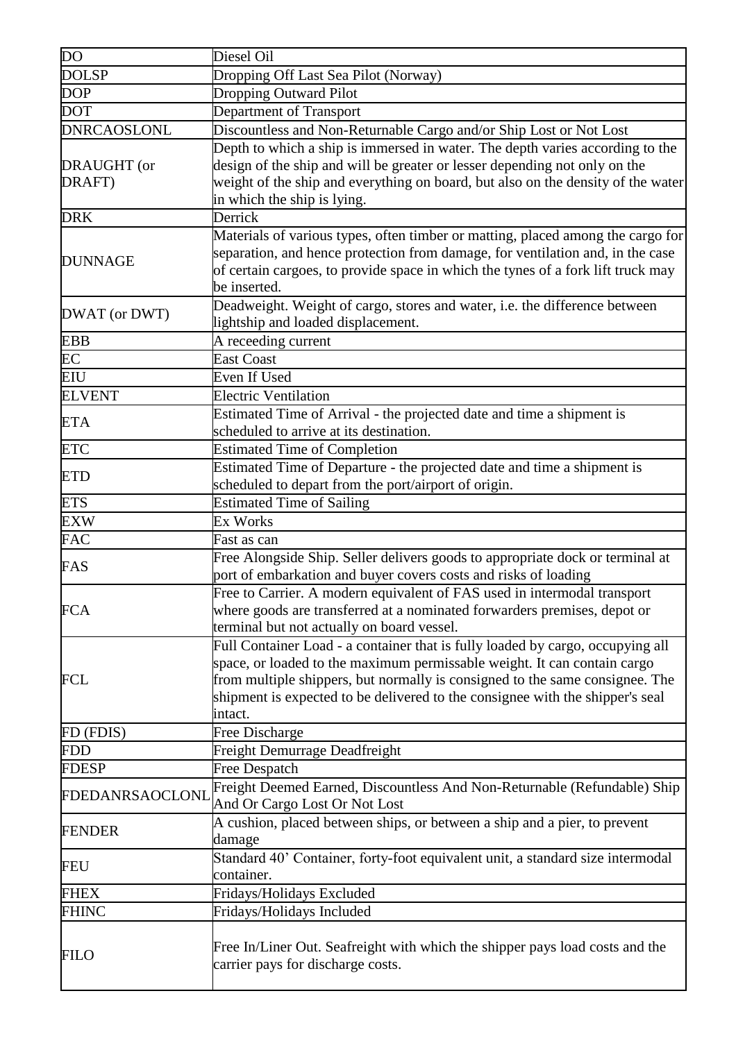| | |
|---|---|
| DO | Diesel Oil |
| DOLSP | Dropping Off Last Sea Pilot (Norway) |
| DOP | Dropping Outward Pilot |
| DOT | Department of Transport |
| DNRCAOSLONL | Discountless and Non-Returnable Cargo and/or Ship Lost or Not Lost |
| DRAUGHT (or DRAFT) | Depth to which a ship is immersed in water. The depth varies according to the design of the ship and will be greater or lesser depending not only on the weight of the ship and everything on board, but also on the density of the water in which the ship is lying. |
| DRK | Derrick |
| DUNNAGE | Materials of various types, often timber or matting, placed among the cargo for separation, and hence protection from damage, for ventilation and, in the case of certain cargoes, to provide space in which the tynes of a fork lift truck may be inserted. |
| DWAT (or DWT) | Deadweight. Weight of cargo, stores and water, i.e. the difference between lightship and loaded displacement. |
| EBB | A receeding current |
| EC | East Coast |
| EIU | Even If Used |
| ELVENT | Electric Ventilation |
| ETA | Estimated Time of Arrival - the projected date and time a shipment is scheduled to arrive at its destination. |
| ETC | Estimated Time of Completion |
| ETD | Estimated Time of Departure - the projected date and time a shipment is scheduled to depart from the port/airport of origin. |
| ETS | Estimated Time of Sailing |
| EXW | Ex Works |
| FAC | Fast as can |
| FAS | Free Alongside Ship. Seller delivers goods to appropriate dock or terminal at port of embarkation and buyer covers costs and risks of loading |
| FCA | Free to Carrier. A modern equivalent of FAS used in intermodal transport where goods are transferred at a nominated forwarders premises, depot or terminal but not actually on board vessel. |
| FCL | Full Container Load - a container that is fully loaded by cargo, occupying all space, or loaded to the maximum permissable weight. It can contain cargo from multiple shippers, but normally is consigned to the same consignee. The shipment is expected to be delivered to the consignee with the shipper's seal intact. |
| FD (FDIS) | Free Discharge |
| FDD | Freight Demurrage Deadfreight |
| FDESP | Free Despatch |
| FDEDANRSAOCLONL | Freight Deemed Earned, Discountless And Non-Returnable (Refundable) Ship And Or Cargo Lost Or Not Lost |
| FENDER | A cushion, placed between ships, or between a ship and a pier, to prevent damage |
| FEU | Standard 40' Container, forty-foot equivalent unit, a standard size intermodal container. |
| FHEX | Fridays/Holidays Excluded |
| FHINC | Fridays/Holidays Included |
| FILO | Free In/Liner Out. Seafreight with which the shipper pays load costs and the carrier pays for discharge costs. |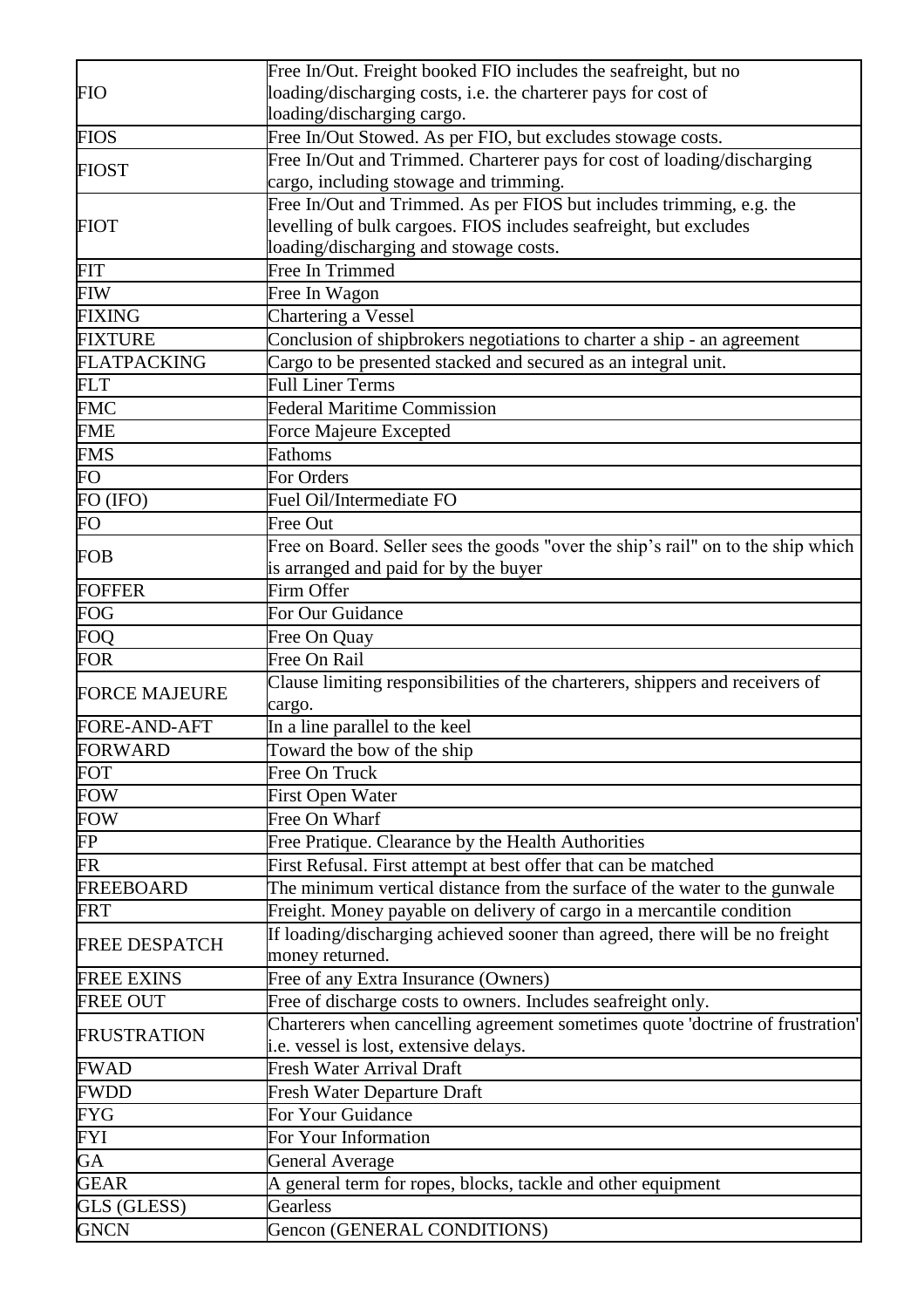| FIO | Free In/Out. Freight booked FIO includes the seafreight, but no loading/discharging costs, i.e. the charterer pays for cost of loading/discharging cargo. |
|---|---|
| FIOS | Free In/Out Stowed. As per FIO, but excludes stowage costs. |
| FIOST | Free In/Out and Trimmed. Charterer pays for cost of loading/discharging cargo, including stowage and trimming. |
| FIOT | Free In/Out and Trimmed. As per FIOS but includes trimming, e.g. the levelling of bulk cargoes. FIOS includes seafreight, but excludes loading/discharging and stowage costs. |
| FIT | Free In Trimmed |
| FIW | Free In Wagon |
| FIXING | Chartering a Vessel |
| FIXTURE | Conclusion of shipbrokers negotiations to charter a ship - an agreement |
| FLATPACKING | Cargo to be presented stacked and secured as an integral unit. |
| FLT | Full Liner Terms |
| FMC | Federal Maritime Commission |
| FME | Force Majeure Excepted |
| FMS | Fathoms |
| FO | For Orders |
| FO (IFO) | Fuel Oil/Intermediate FO |
| FO | Free Out |
| FOB | Free on Board. Seller sees the goods "over the ship's rail" on to the ship which is arranged and paid for by the buyer |
| FOFFER | Firm Offer |
| FOG | For Our Guidance |
| FOQ | Free On Quay |
| FOR | Free On Rail |
| FORCE MAJEURE | Clause limiting responsibilities of the charterers, shippers and receivers of cargo. |
| FORE-AND-AFT | In a line parallel to the keel |
| FORWARD | Toward the bow of the ship |
| FOT | Free On Truck |
| FOW | First Open Water |
| FOW | Free On Wharf |
| FP | Free Pratique. Clearance by the Health Authorities |
| FR | First Refusal. First attempt at best offer that can be matched |
| FREEBOARD | The minimum vertical distance from the surface of the water to the gunwale |
| FRT | Freight. Money payable on delivery of cargo in a mercantile condition |
| FREE DESPATCH | If loading/discharging achieved sooner than agreed, there will be no freight money returned. |
| FREE EXINS | Free of any Extra Insurance (Owners) |
| FREE OUT | Free of discharge costs to owners. Includes seafreight only. |
| FRUSTRATION | Charterers when cancelling agreement sometimes quote 'doctrine of frustration' i.e. vessel is lost, extensive delays. |
| FWAD | Fresh Water Arrival Draft |
| FWDD | Fresh Water Departure Draft |
| FYG | For Your Guidance |
| FYI | For Your Information |
| GA | General Average |
| GEAR | A general term for ropes, blocks, tackle and other equipment |
| GLS (GLESS) | Gearless |
| GNCN | Gencon (GENERAL CONDITIONS) |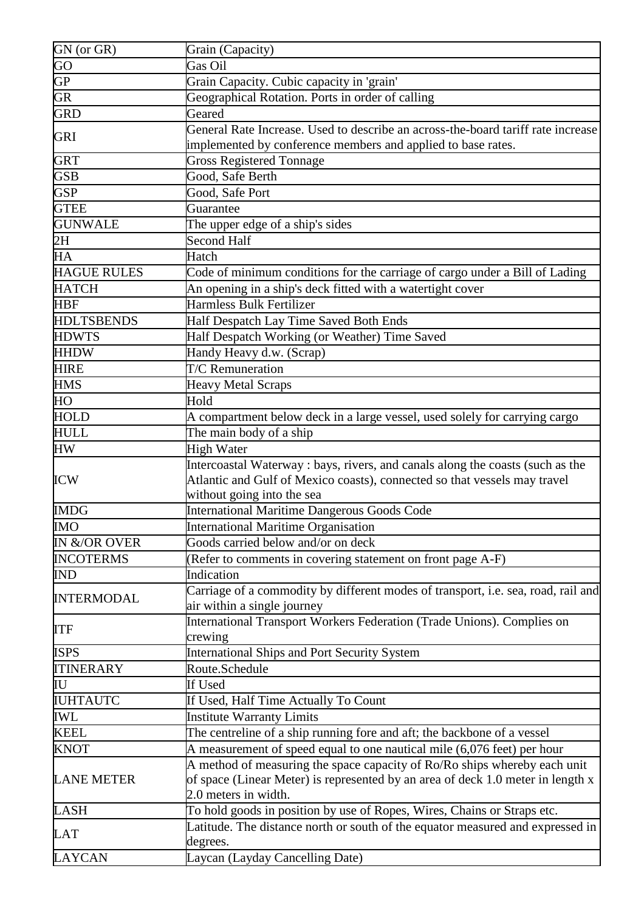| | |
|---|---|
| GN (or GR) | Grain (Capacity) |
| GO | Gas Oil |
| GP | Grain Capacity. Cubic capacity in 'grain' |
| GR | Geographical Rotation. Ports in order of calling |
| GRD | Geared |
| GRI | General Rate Increase. Used to describe an across-the-board tariff rate increase implemented by conference members and applied to base rates. |
| GRT | Gross Registered Tonnage |
| GSB | Good, Safe Berth |
| GSP | Good, Safe Port |
| GTEE | Guarantee |
| GUNWALE | The upper edge of a ship's sides |
| 2H | Second Half |
| HA | Hatch |
| HAGUE RULES | Code of minimum conditions for the carriage of cargo under a Bill of Lading |
| HATCH | An opening in a ship's deck fitted with a watertight cover |
| HBF | Harmless Bulk Fertilizer |
| HDLTSBENDS | Half Despatch Lay Time Saved Both Ends |
| HDWTS | Half Despatch Working (or Weather) Time Saved |
| HHDW | Handy Heavy d.w. (Scrap) |
| HIRE | T/C Remuneration |
| HMS | Heavy Metal Scraps |
| HO | Hold |
| HOLD | A compartment below deck in a large vessel, used solely for carrying cargo |
| HULL | The main body of a ship |
| HW | High Water |
| ICW | Intercoastal Waterway : bays, rivers, and canals along the coasts (such as the Atlantic and Gulf of Mexico coasts), connected so that vessels may travel without going into the sea |
| IMDG | International Maritime Dangerous Goods Code |
| IMO | International Maritime Organisation |
| IN &/OR OVER | Goods carried below and/or on deck |
| INCOTERMS | (Refer to comments in covering statement on front page A-F) |
| IND | Indication |
| INTERMODAL | Carriage of a commodity by different modes of transport, i.e. sea, road, rail and air within a single journey |
| ITF | International Transport Workers Federation (Trade Unions). Complies on crewing |
| ISPS | International Ships and Port Security System |
| ITINERARY | Route.Schedule |
| IU | If Used |
| IUHTAUTC | If Used, Half Time Actually To Count |
| IWL | Institute Warranty Limits |
| KEEL | The centreline of a ship running fore and aft; the backbone of a vessel |
| KNOT | A measurement of speed equal to one nautical mile (6,076 feet) per hour |
| LANE METER | A method of measuring the space capacity of Ro/Ro ships whereby each unit of space (Linear Meter) is represented by an area of deck 1.0 meter in length x 2.0 meters in width. |
| LASH | To hold goods in position by use of Ropes, Wires, Chains or Straps etc. |
| LAT | Latitude. The distance north or south of the equator measured and expressed in degrees. |
| LAYCAN | Laycan (Layday Cancelling Date) |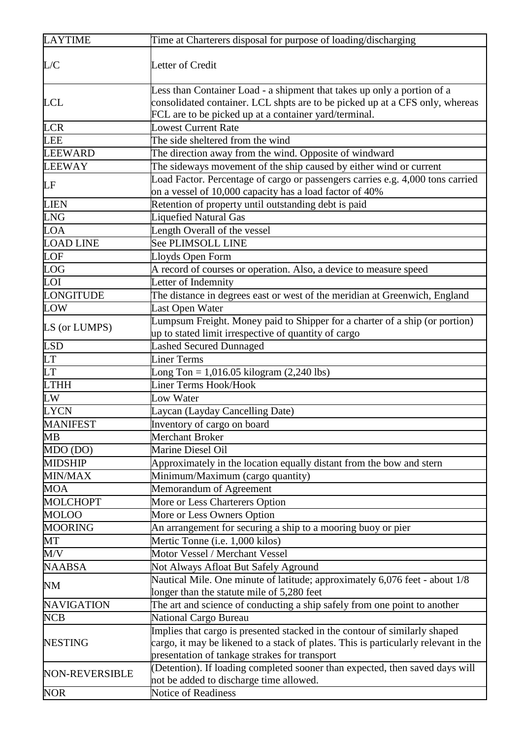| LAYTIME | Time at Charterers disposal for purpose of loading/discharging |
|---|---|
| L/C | Letter of Credit |
| LCL | Less than Container Load - a shipment that takes up only a portion of a consolidated container. LCL shpts are to be picked up at a CFS only, whereas FCL are to be picked up at a container yard/terminal. |
| LCR | Lowest Current Rate |
| LEE | The side sheltered from the wind |
| LEEWARD | The direction away from the wind. Opposite of windward |
| LEEWAY | The sideways movement of the ship caused by either wind or current |
| LF | Load Factor. Percentage of cargo or passengers carries e.g. 4,000 tons carried on a vessel of 10,000 capacity has a load factor of 40% |
| LIEN | Retention of property until outstanding debt is paid |
| LNG | Liquefied Natural Gas |
| LOA | Length Overall of the vessel |
| LOAD LINE | See PLIMSOLL LINE |
| LOF | Lloyds Open Form |
| LOG | A record of courses or operation. Also, a device to measure speed |
| LOI | Letter of Indemnity |
| LONGITUDE | The distance in degrees east or west of the meridian at Greenwich, England |
| LOW | Last Open Water |
| LS (or LUMPS) | Lumpsum Freight. Money paid to Shipper for a charter of a ship (or portion) up to stated limit irrespective of quantity of cargo |
| LSD | Lashed Secured Dunnaged |
| LT | Liner Terms |
| LT | Long Ton = 1,016.05 kilogram (2,240 lbs) |
| LTHH | Liner Terms Hook/Hook |
| LW | Low Water |
| LYCN | Laycan (Layday Cancelling Date) |
| MANIFEST | Inventory of cargo on board |
| MB | Merchant Broker |
| MDO (DO) | Marine Diesel Oil |
| MIDSHIP | Approximately in the location equally distant from the bow and stern |
| MIN/MAX | Minimum/Maximum (cargo quantity) |
| MOA | Memorandum of Agreement |
| MOLCHOPT | More or Less Charterers Option |
| MOLOO | More or Less Owners Option |
| MOORING | An arrangement for securing a ship to a mooring buoy or pier |
| MT | Mertic Tonne (i.e. 1,000 kilos) |
| M/V | Motor Vessel / Merchant Vessel |
| NAABSA | Not Always Afloat But Safely Aground |
| NM | Nautical Mile. One minute of latitude; approximately 6,076 feet - about 1/8 longer than the statute mile of 5,280 feet |
| NAVIGATION | The art and science of conducting a ship safely from one point to another |
| NCB | National Cargo Bureau |
| NESTING | Implies that cargo is presented stacked in the contour of similarly shaped cargo, it may be likened to a stack of plates. This is particularly relevant in the presentation of tankage strakes for transport |
| NON-REVERSIBLE | (Detention). If loading completed sooner than expected, then saved days will not be added to discharge time allowed. |
| NOR | Notice of Readiness |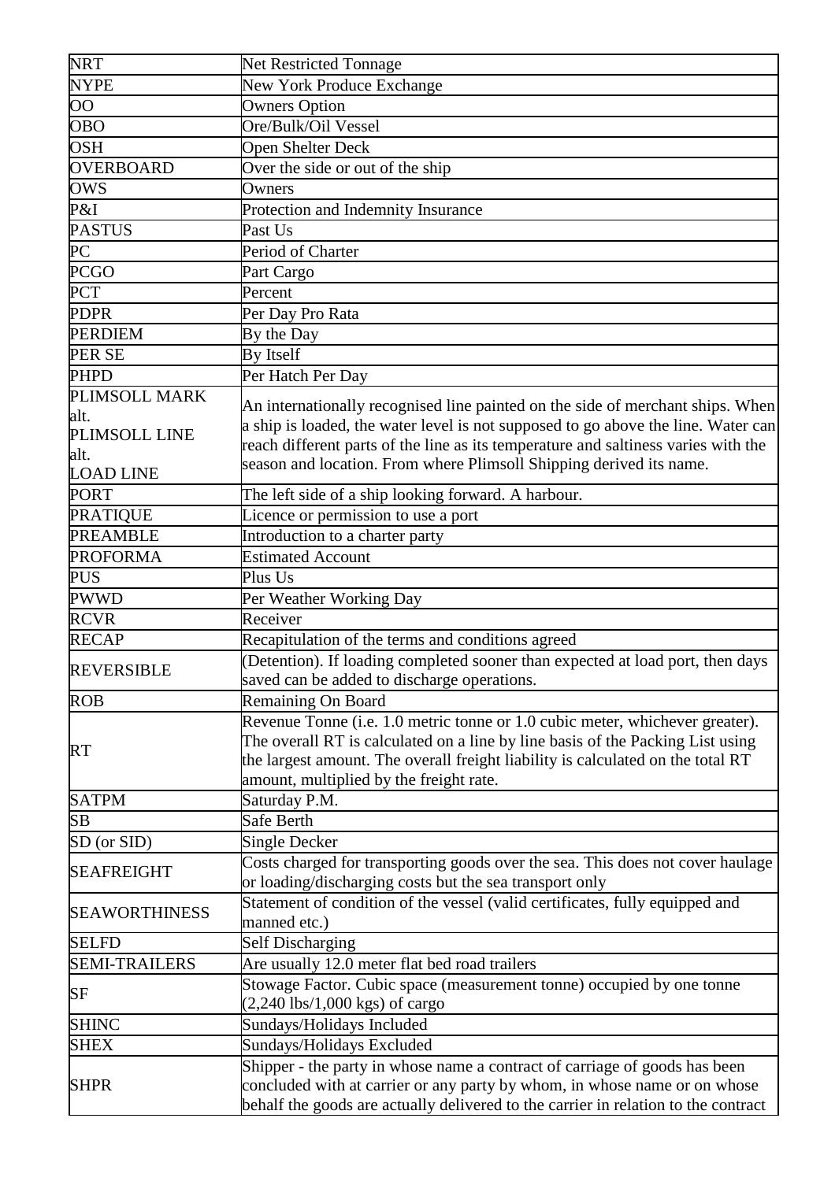| | |
|---|---|
| NRT | Net Restricted Tonnage |
| NYPE | New York Produce Exchange |
| OO | Owners Option |
| OBO | Ore/Bulk/Oil Vessel |
| OSH | Open Shelter Deck |
| OVERBOARD | Over the side or out of the ship |
| OWS | Owners |
| P&I | Protection and Indemnity Insurance |
| PASTUS | Past Us |
| PC | Period of Charter |
| PCGO | Part Cargo |
| PCT | Percent |
| PDPR | Per Day Pro Rata |
| PERDIEM | By the Day |
| PER SE | By Itself |
| PHPD | Per Hatch Per Day |
| PLIMSOLL MARK alt. PLIMSOLL LINE alt. LOAD LINE | An internationally recognised line painted on the side of merchant ships. When a ship is loaded, the water level is not supposed to go above the line. Water can reach different parts of the line as its temperature and saltiness varies with the season and location. From where Plimsoll Shipping derived its name. |
| PORT | The left side of a ship looking forward. A harbour. |
| PRATIQUE | Licence or permission to use a port |
| PREAMBLE | Introduction to a charter party |
| PROFORMA | Estimated Account |
| PUS | Plus Us |
| PWWD | Per Weather Working Day |
| RCVR | Receiver |
| RECAP | Recapitulation of the terms and conditions agreed |
| REVERSIBLE | (Detention). If loading completed sooner than expected at load port, then days saved can be added to discharge operations. |
| ROB | Remaining On Board |
| RT | Revenue Tonne (i.e. 1.0 metric tonne or 1.0 cubic meter, whichever greater). The overall RT is calculated on a line by line basis of the Packing List using the largest amount. The overall freight liability is calculated on the total RT amount, multiplied by the freight rate. |
| SATPM | Saturday P.M. |
| SB | Safe Berth |
| SD (or SID) | Single Decker |
| SEAFREIGHT | Costs charged for transporting goods over the sea. This does not cover haulage or loading/discharging costs but the sea transport only |
| SEAWORTHINESS | Statement of condition of the vessel (valid certificates, fully equipped and manned etc.) |
| SELFD | Self Discharging |
| SEMI-TRAILERS | Are usually 12.0 meter flat bed road trailers |
| SF | Stowage Factor. Cubic space (measurement tonne) occupied by one tonne (2,240 lbs/1,000 kgs) of cargo |
| SHINC | Sundays/Holidays Included |
| SHEX | Sundays/Holidays Excluded |
| SHPR | Shipper - the party in whose name a contract of carriage of goods has been concluded with at carrier or any party by whom, in whose name or on whose behalf the goods are actually delivered to the carrier in relation to the contract |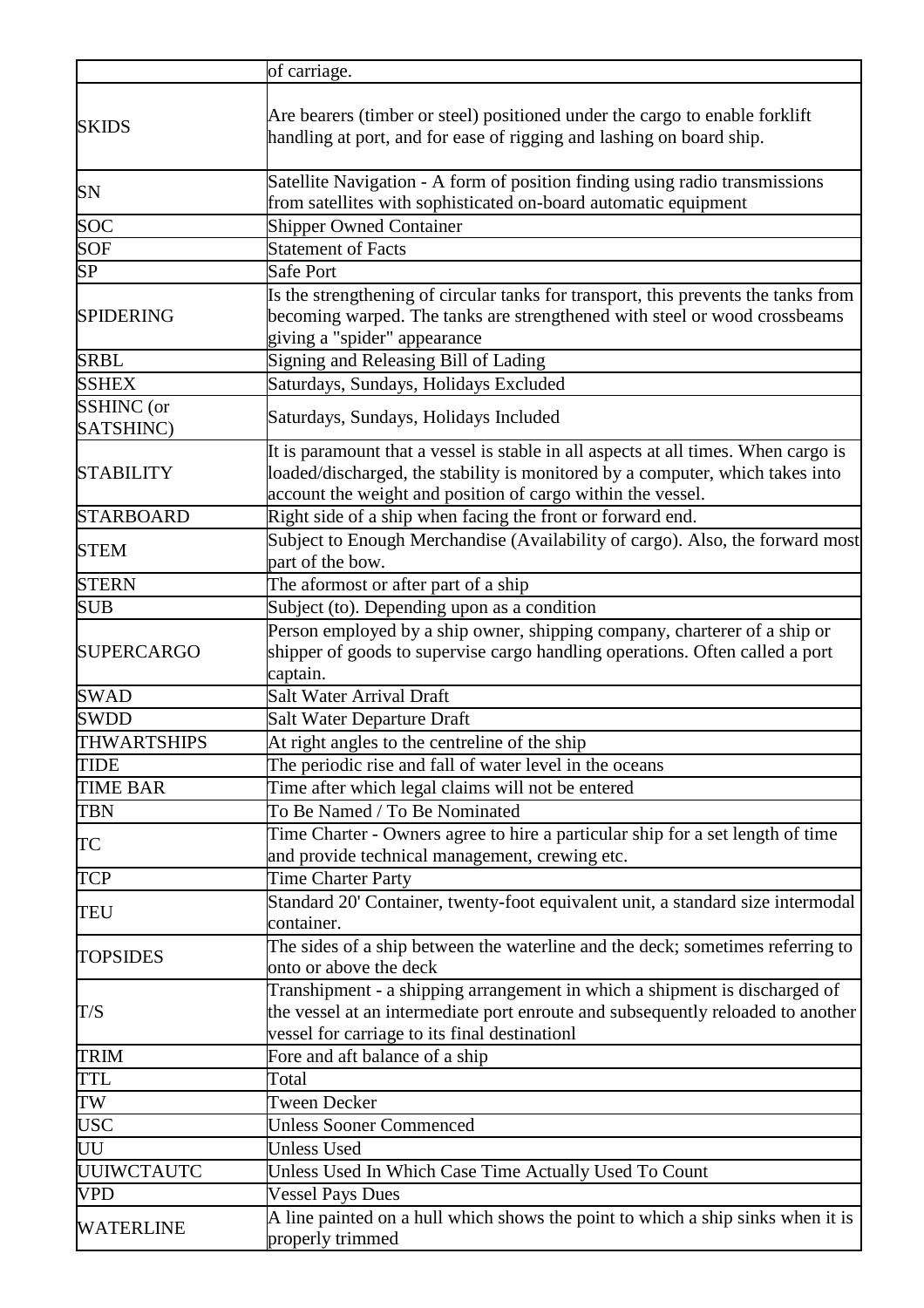| | |
|---|---|
| | of carriage. |
| SKIDS | Are bearers (timber or steel) positioned under the cargo to enable forklift handling at port, and for ease of rigging and lashing on board ship. |
| SN | Satellite Navigation - A form of position finding using radio transmissions from satellites with sophisticated on-board automatic equipment |
| SOC | Shipper Owned Container |
| SOF | Statement of Facts |
| SP | Safe Port |
| SPIDERING | Is the strengthening of circular tanks for transport, this prevents the tanks from becoming warped. The tanks are strengthened with steel or wood crossbeams giving a "spider" appearance |
| SRBL | Signing and Releasing Bill of Lading |
| SSHEX | Saturdays, Sundays, Holidays Excluded |
| SSHINC (or SATSHINC) | Saturdays, Sundays, Holidays Included |
| STABILITY | It is paramount that a vessel is stable in all aspects at all times. When cargo is loaded/discharged, the stability is monitored by a computer, which takes into account the weight and position of cargo within the vessel. |
| STARBOARD | Right side of a ship when facing the front or forward end. |
| STEM | Subject to Enough Merchandise (Availability of cargo). Also, the forward most part of the bow. |
| STERN | The aformost or after part of a ship |
| SUB | Subject (to). Depending upon as a condition |
| SUPERCARGO | Person employed by a ship owner, shipping company, charterer of a ship or shipper of goods to supervise cargo handling operations. Often called a port captain. |
| SWAD | Salt Water Arrival Draft |
| SWDD | Salt Water Departure Draft |
| THWARTSHIPS | At right angles to the centreline of the ship |
| TIDE | The periodic rise and fall of water level in the oceans |
| TIME BAR | Time after which legal claims will not be entered |
| TBN | To Be Named / To Be Nominated |
| TC | Time Charter - Owners agree to hire a particular ship for a set length of time and provide technical management, crewing etc. |
| TCP | Time Charter Party |
| TEU | Standard 20' Container, twenty-foot equivalent unit, a standard size intermodal container. |
| TOPSIDES | The sides of a ship between the waterline and the deck; sometimes referring to onto or above the deck |
| T/S | Transhipment - a shipping arrangement in which a shipment is discharged of the vessel at an intermediate port enroute and subsequently reloaded to another vessel for carriage to its final destinationl |
| TRIM | Fore and aft balance of a ship |
| TTL | Total |
| TW | Tween Decker |
| USC | Unless Sooner Commenced |
| UU | Unless Used |
| UUIWCTAUTC | Unless Used In Which Case Time Actually Used To Count |
| VPD | Vessel Pays Dues |
| WATERLINE | A line painted on a hull which shows the point to which a ship sinks when it is properly trimmed |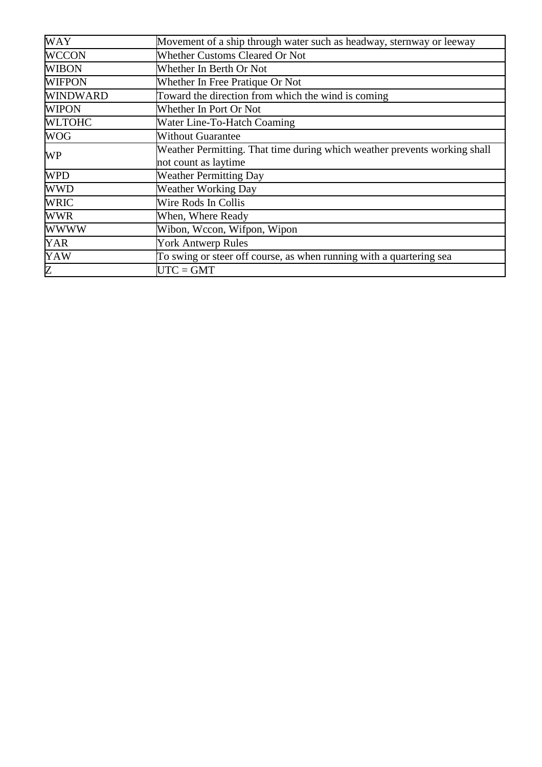| | |
|---|---|
| WAY | Movement of a ship through water such as headway, sternway or leeway |
| WCCON | Whether Customs Cleared Or Not |
| WIBON | Whether In Berth Or Not |
| WIFPON | Whether In Free Pratique Or Not |
| WINDWARD | Toward the direction from which the wind is coming |
| WIPON | Whether In Port Or Not |
| WLTOHC | Water Line-To-Hatch Coaming |
| WOG | Without Guarantee |
| WP | Weather Permitting. That time during which weather prevents working shall not count as laytime |
| WPD | Weather Permitting Day |
| WWD | Weather Working Day |
| WRIC | Wire Rods In Collis |
| WWR | When, Where Ready |
| WWWW | Wibon, Wccon, Wifpon, Wipon |
| YAR | York Antwerp Rules |
| YAW | To swing or steer off course, as when running with a quartering sea |
| Z | UTC = GMT |